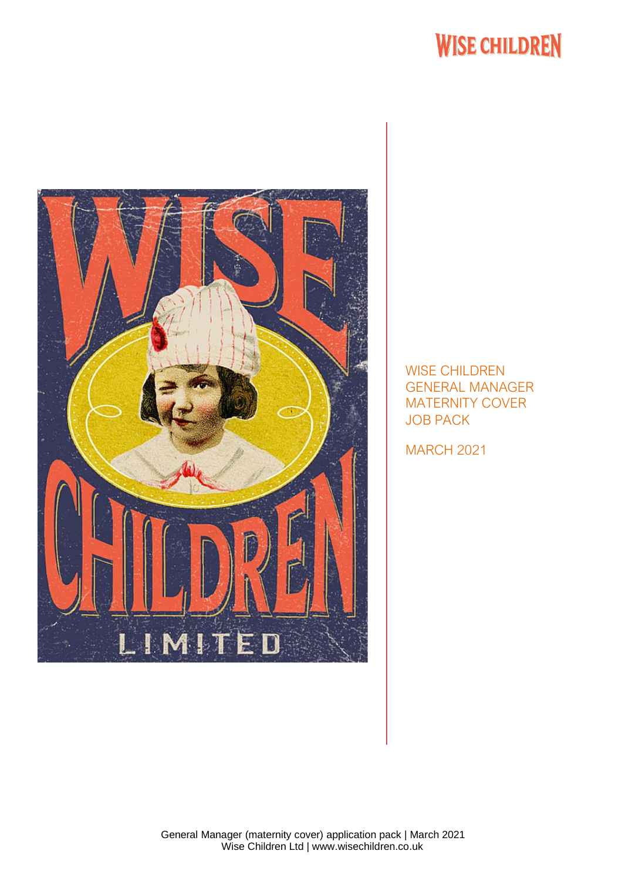WISE CHILDREN

# WISE CHILDREN GENERAL MANAGER MATERNITY COVER JOB PACK

MARCH 2021

General Manager (maternity cover) application pack | March 2021
Wise Children Ltd | www.wisechildren.co.uk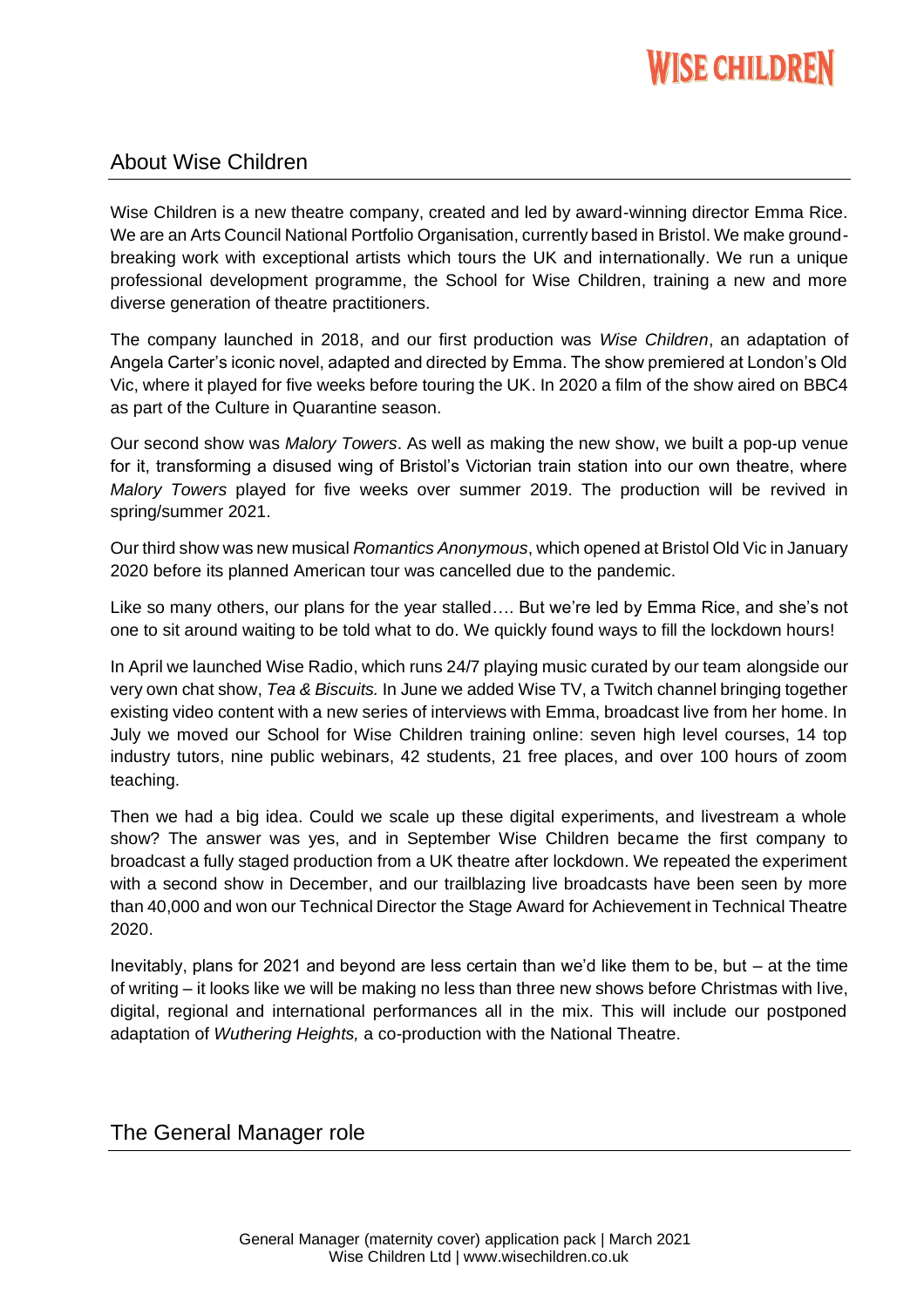## About Wise Children

Wise Children is a new theatre company, created and led by award-winning director Emma Rice. We are an Arts Council National Portfolio Organisation, currently based in Bristol. We make ground-breaking work with exceptional artists which tours the UK and internationally. We run a unique professional development programme, the School for Wise Children, training a new and more diverse generation of theatre practitioners.

The company launched in 2018, and our first production was *Wise Children*, an adaptation of Angela Carter's iconic novel, adapted and directed by Emma. The show premiered at London's Old Vic, where it played for five weeks before touring the UK. In 2020 a film of the show aired on BBC4 as part of the Culture in Quarantine season.

Our second show was *Malory Towers*. As well as making the new show, we built a pop-up venue for it, transforming a disused wing of Bristol's Victorian train station into our own theatre, where *Malory Towers* played for five weeks over summer 2019. The production will be revived in spring/summer 2021.

Our third show was new musical *Romantics Anonymous*, which opened at Bristol Old Vic in January 2020 before its planned American tour was cancelled due to the pandemic.

Like so many others, our plans for the year stalled…. But we're led by Emma Rice, and she's not one to sit around waiting to be told what to do. We quickly found ways to fill the lockdown hours!

In April we launched Wise Radio, which runs 24/7 playing music curated by our team alongside our very own chat show, *Tea & Biscuits.* In June we added Wise TV, a Twitch channel bringing together existing video content with a new series of interviews with Emma, broadcast live from her home. In July we moved our School for Wise Children training online: seven high level courses, 14 top industry tutors, nine public webinars, 42 students, 21 free places, and over 100 hours of zoom teaching.

Then we had a big idea. Could we scale up these digital experiments, and livestream a whole show? The answer was yes, and in September Wise Children became the first company to broadcast a fully staged production from a UK theatre after lockdown. We repeated the experiment with a second show in December, and our trailblazing live broadcasts have been seen by more than 40,000 and won our Technical Director the Stage Award for Achievement in Technical Theatre 2020.

Inevitably, plans for 2021 and beyond are less certain than we'd like them to be, but – at the time of writing – it looks like we will be making no less than three new shows before Christmas with live, digital, regional and international performances all in the mix. This will include our postponed adaptation of *Wuthering Heights,* a co-production with the National Theatre.

## The General Manager role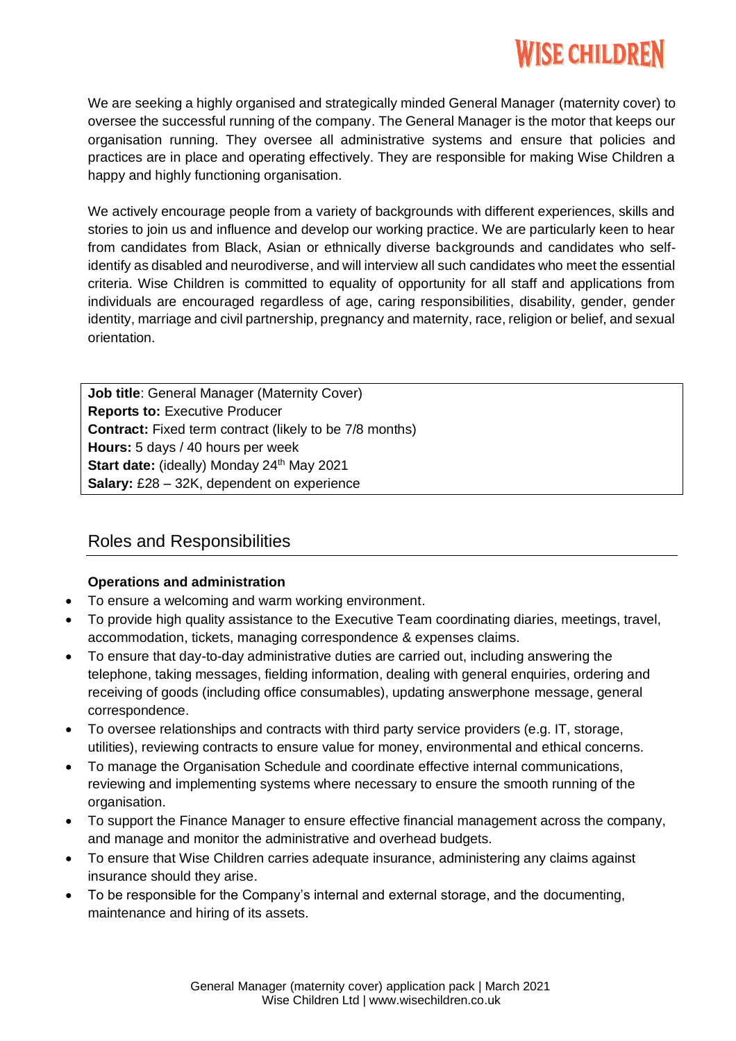We are seeking a highly organised and strategically minded General Manager (maternity cover) to oversee the successful running of the company. The General Manager is the motor that keeps our organisation running. They oversee all administrative systems and ensure that policies and practices are in place and operating effectively. They are responsible for making Wise Children a happy and highly functioning organisation.

We actively encourage people from a variety of backgrounds with different experiences, skills and stories to join us and influence and develop our working practice. We are particularly keen to hear from candidates from Black, Asian or ethnically diverse backgrounds and candidates who self-identify as disabled and neurodiverse, and will interview all such candidates who meet the essential criteria. Wise Children is committed to equality of opportunity for all staff and applications from individuals are encouraged regardless of age, caring responsibilities, disability, gender, gender identity, marriage and civil partnership, pregnancy and maternity, race, religion or belief, and sexual orientation.

**Job title**: General Manager (Maternity Cover)
**Reports to:** Executive Producer
**Contract:** Fixed term contract (likely to be 7/8 months)
**Hours:** 5 days / 40 hours per week
**Start date:** (ideally) Monday 24th May 2021
**Salary:** £28 – 32K, dependent on experience

## Roles and Responsibilities

**Operations and administration**

- To ensure a welcoming and warm working environment.
- To provide high quality assistance to the Executive Team coordinating diaries, meetings, travel, accommodation, tickets, managing correspondence & expenses claims.
- To ensure that day-to-day administrative duties are carried out, including answering the telephone, taking messages, fielding information, dealing with general enquiries, ordering and receiving of goods (including office consumables), updating answerphone message, general correspondence.
- To oversee relationships and contracts with third party service providers (e.g. IT, storage, utilities), reviewing contracts to ensure value for money, environmental and ethical concerns.
- To manage the Organisation Schedule and coordinate effective internal communications, reviewing and implementing systems where necessary to ensure the smooth running of the organisation.
- To support the Finance Manager to ensure effective financial management across the company, and manage and monitor the administrative and overhead budgets.
- To ensure that Wise Children carries adequate insurance, administering any claims against insurance should they arise.
- To be responsible for the Company's internal and external storage, and the documenting, maintenance and hiring of its assets.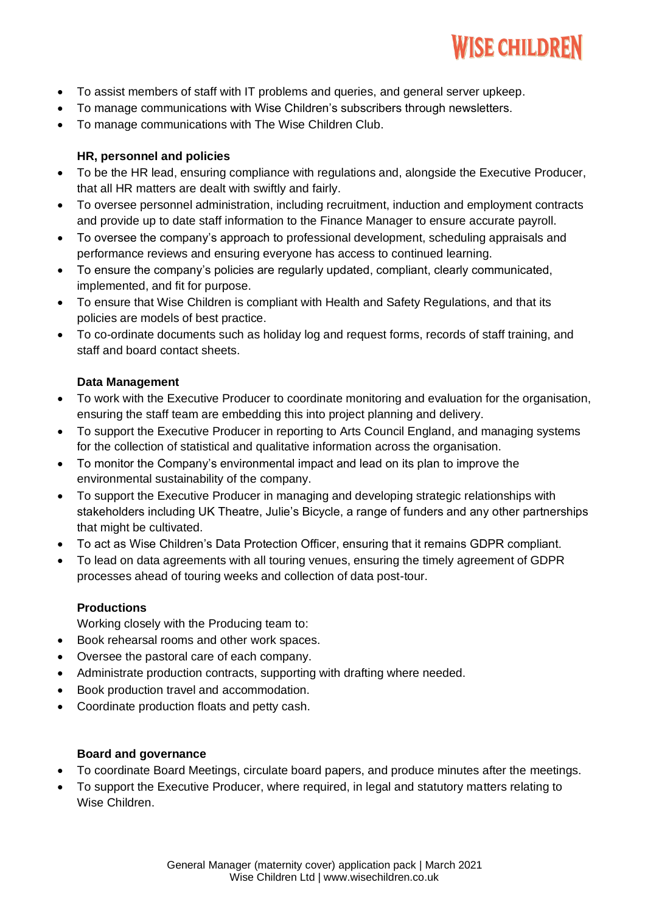- To assist members of staff with IT problems and queries, and general server upkeep.
- To manage communications with Wise Children's subscribers through newsletters.
- To manage communications with The Wise Children Club.

**HR, personnel and policies**

- To be the HR lead, ensuring compliance with regulations and, alongside the Executive Producer, that all HR matters are dealt with swiftly and fairly.
- To oversee personnel administration, including recruitment, induction and employment contracts and provide up to date staff information to the Finance Manager to ensure accurate payroll.
- To oversee the company's approach to professional development, scheduling appraisals and performance reviews and ensuring everyone has access to continued learning.
- To ensure the company's policies are regularly updated, compliant, clearly communicated, implemented, and fit for purpose.
- To ensure that Wise Children is compliant with Health and Safety Regulations, and that its policies are models of best practice.
- To co-ordinate documents such as holiday log and request forms, records of staff training, and staff and board contact sheets.

**Data Management**

- To work with the Executive Producer to coordinate monitoring and evaluation for the organisation, ensuring the staff team are embedding this into project planning and delivery.
- To support the Executive Producer in reporting to Arts Council England, and managing systems for the collection of statistical and qualitative information across the organisation.
- To monitor the Company's environmental impact and lead on its plan to improve the environmental sustainability of the company.
- To support the Executive Producer in managing and developing strategic relationships with stakeholders including UK Theatre, Julie's Bicycle, a range of funders and any other partnerships that might be cultivated.
- To act as Wise Children's Data Protection Officer, ensuring that it remains GDPR compliant.
- To lead on data agreements with all touring venues, ensuring the timely agreement of GDPR processes ahead of touring weeks and collection of data post-tour.

**Productions**

Working closely with the Producing team to:

- Book rehearsal rooms and other work spaces.
- Oversee the pastoral care of each company.
- Administrate production contracts, supporting with drafting where needed.
- Book production travel and accommodation.
- Coordinate production floats and petty cash.

**Board and governance**

- To coordinate Board Meetings, circulate board papers, and produce minutes after the meetings.
- To support the Executive Producer, where required, in legal and statutory matters relating to Wise Children.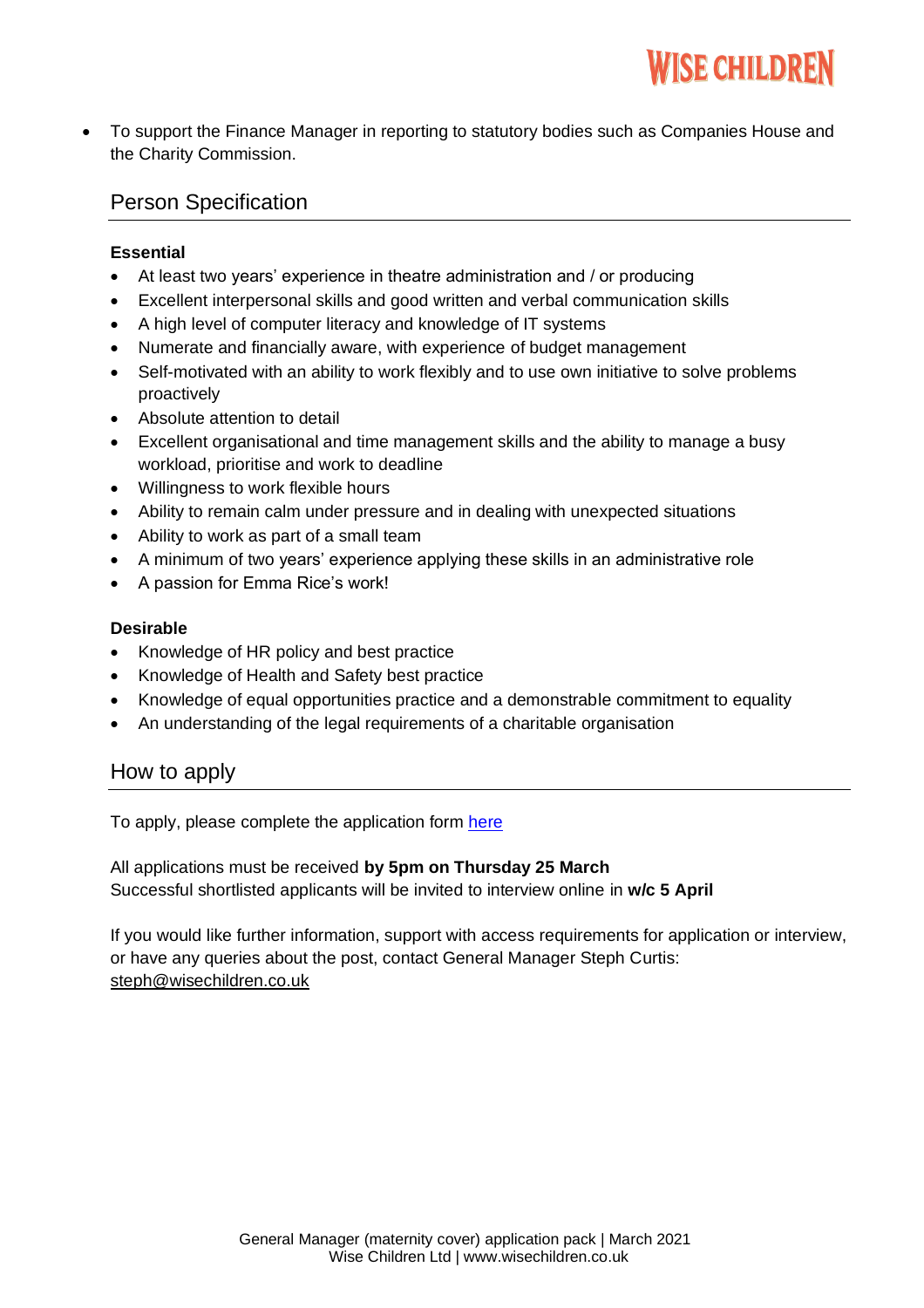- To support the Finance Manager in reporting to statutory bodies such as Companies House and the Charity Commission.

## Person Specification

**Essential**

- At least two years' experience in theatre administration and / or producing
- Excellent interpersonal skills and good written and verbal communication skills
- A high level of computer literacy and knowledge of IT systems
- Numerate and financially aware, with experience of budget management
- Self-motivated with an ability to work flexibly and to use own initiative to solve problems proactively
- Absolute attention to detail
- Excellent organisational and time management skills and the ability to manage a busy workload, prioritise and work to deadline
- Willingness to work flexible hours
- Ability to remain calm under pressure and in dealing with unexpected situations
- Ability to work as part of a small team
- A minimum of two years' experience applying these skills in an administrative role
- A passion for Emma Rice's work!

**Desirable**

- Knowledge of HR policy and best practice
- Knowledge of Health and Safety best practice
- Knowledge of equal opportunities practice and a demonstrable commitment to equality
- An understanding of the legal requirements of a charitable organisation

## How to apply

To apply, please complete the application form here

All applications must be received **by 5pm on Thursday 25 March**
Successful shortlisted applicants will be invited to interview online in **w/c 5 April**

If you would like further information, support with access requirements for application or interview, or have any queries about the post, contact General Manager Steph Curtis: steph@wisechildren.co.uk